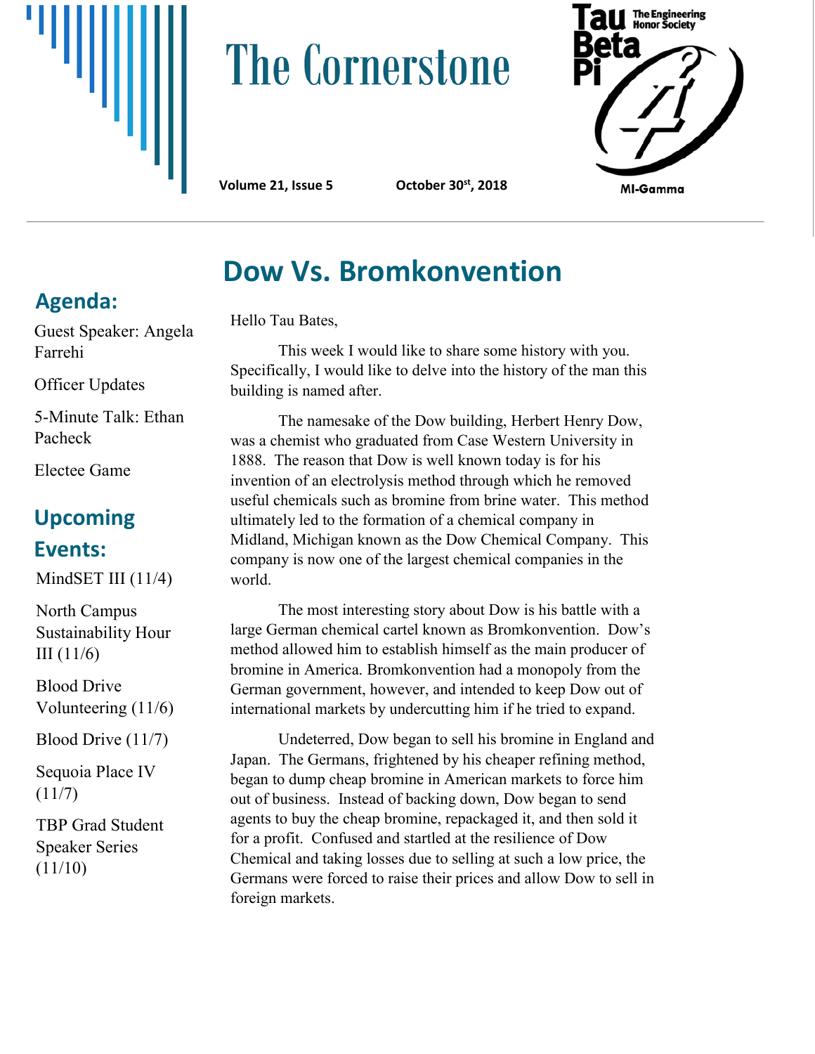# The Cornerstone

**Volume 21, Issue 5** **October 30st, 2018**

Tau Beta Pi — The Engineering Honor Society

MI-Gamma

## Agenda:

Guest Speaker: Angela Farrehi

Officer Updates

5-Minute Talk: Ethan Pacheck

Electee Game

## Upcoming Events:

MindSET III (11/4)

North Campus Sustainability Hour III (11/6)

Blood Drive Volunteering (11/6)

Blood Drive (11/7)

Sequoia Place IV (11/7)

TBP Grad Student Speaker Series (11/10)

## Dow Vs. Bromkonvention

Hello Tau Bates,

This week I would like to share some history with you. Specifically, I would like to delve into the history of the man this building is named after.

The namesake of the Dow building, Herbert Henry Dow, was a chemist who graduated from Case Western University in 1888. The reason that Dow is well known today is for his invention of an electrolysis method through which he removed useful chemicals such as bromine from brine water. This method ultimately led to the formation of a chemical company in Midland, Michigan known as the Dow Chemical Company. This company is now one of the largest chemical companies in the world.

The most interesting story about Dow is his battle with a large German chemical cartel known as Bromkonvention. Dow's method allowed him to establish himself as the main producer of bromine in America. Bromkonvention had a monopoly from the German government, however, and intended to keep Dow out of international markets by undercutting him if he tried to expand.

Undeterred, Dow began to sell his bromine in England and Japan. The Germans, frightened by his cheaper refining method, began to dump cheap bromine in American markets to force him out of business. Instead of backing down, Dow began to send agents to buy the cheap bromine, repackaged it, and then sold it for a profit. Confused and startled at the resilience of Dow Chemical and taking losses due to selling at such a low price, the Germans were forced to raise their prices and allow Dow to sell in foreign markets.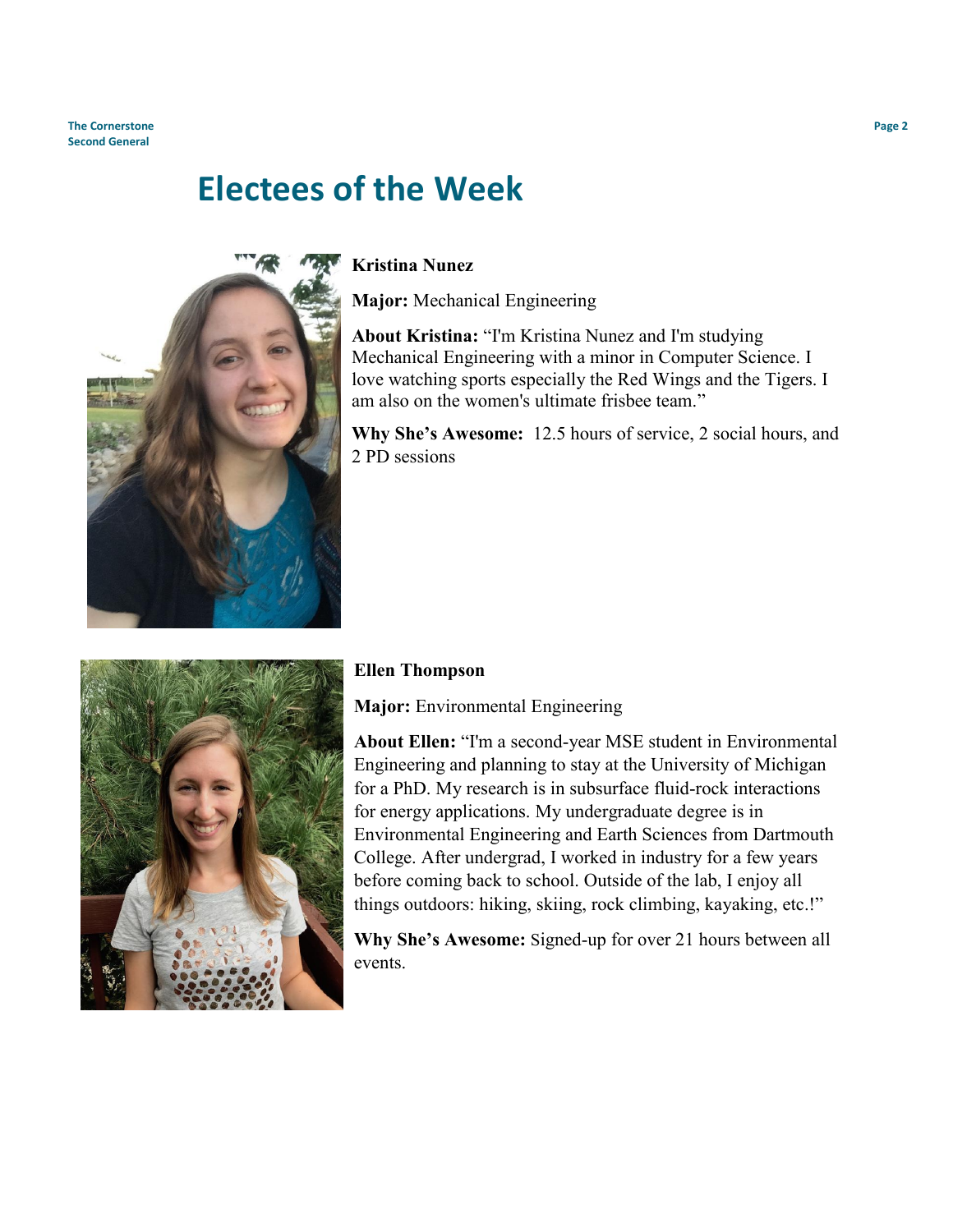# Electees of the Week

**Kristina Nunez**

**Major:** Mechanical Engineering

**About Kristina:** "I'm Kristina Nunez and I'm studying Mechanical Engineering with a minor in Computer Science. I love watching sports especially the Red Wings and the Tigers. I am also on the women's ultimate frisbee team."

**Why She's Awesome:** 12.5 hours of service, 2 social hours, and 2 PD sessions

**Ellen Thompson**

**Major:** Environmental Engineering

**About Ellen:** "I'm a second-year MSE student in Environmental Engineering and planning to stay at the University of Michigan for a PhD. My research is in subsurface fluid-rock interactions for energy applications. My undergraduate degree is in Environmental Engineering and Earth Sciences from Dartmouth College. After undergrad, I worked in industry for a few years before coming back to school. Outside of the lab, I enjoy all things outdoors: hiking, skiing, rock climbing, kayaking, etc.!"

**Why She's Awesome:** Signed-up for over 21 hours between all events.